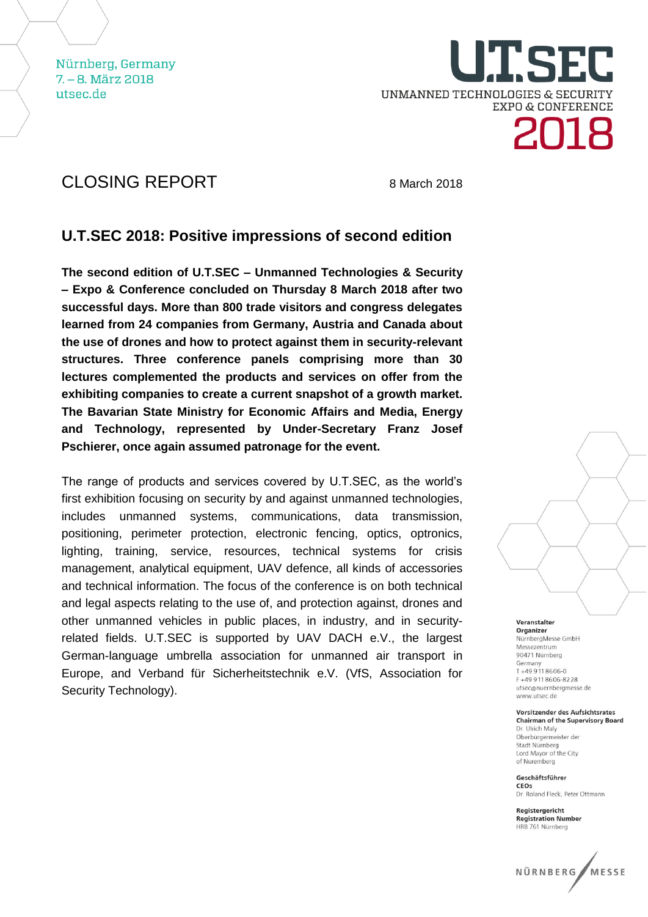Nürnberg, Germany
7. – 8. März 2018
utsec.de

U.T.SEC
UNMANNED TECHNOLOGIES & SECURITY
EXPO & CONFERENCE
2018

# CLOSING REPORT

8 March 2018

## U.T.SEC 2018: Positive impressions of second edition

**The second edition of U.T.SEC – Unmanned Technologies & Security – Expo & Conference concluded on Thursday 8 March 2018 after two successful days. More than 800 trade visitors and congress delegates learned from 24 companies from Germany, Austria and Canada about the use of drones and how to protect against them in security-relevant structures. Three conference panels comprising more than 30 lectures complemented the products and services on offer from the exhibiting companies to create a current snapshot of a growth market. The Bavarian State Ministry for Economic Affairs and Media, Energy and Technology, represented by Under-Secretary Franz Josef Pschierer, once again assumed patronage for the event.**

The range of products and services covered by U.T.SEC, as the world's first exhibition focusing on security by and against unmanned technologies, includes unmanned systems, communications, data transmission, positioning, perimeter protection, electronic fencing, optics, optronics, lighting, training, service, resources, technical systems for crisis management, analytical equipment, UAV defence, all kinds of accessories and technical information. The focus of the conference is on both technical and legal aspects relating to the use of, and protection against, drones and other unmanned vehicles in public places, in industry, and in security-related fields. U.T.SEC is supported by UAV DACH e.V., the largest German-language umbrella association for unmanned air transport in Europe, and Verband für Sicherheitstechnik e.V. (VfS, Association for Security Technology).

**Veranstalter**
**Organizer**
NürnbergMesse GmbH
Messezentrum
90471 Nürnberg
Germany
T +49 9 11 86 06-0
F +49 9 11 86 06-82 28
utsec@nuernbergmesse.de
www.utsec.de

**Vorsitzender des Aufsichtsrates**
**Chairman of the Supervisory Board**
Dr. Ulrich Maly
Oberbürgermeister der Stadt Nürnberg
Lord Mayor of the City of Nuremberg

**Geschäftsführer**
**CEOs**
Dr. Roland Fleck, Peter Ottmann

**Registergericht**
**Registration Number**
HRB 761 Nürnberg

NÜRNBERG MESSE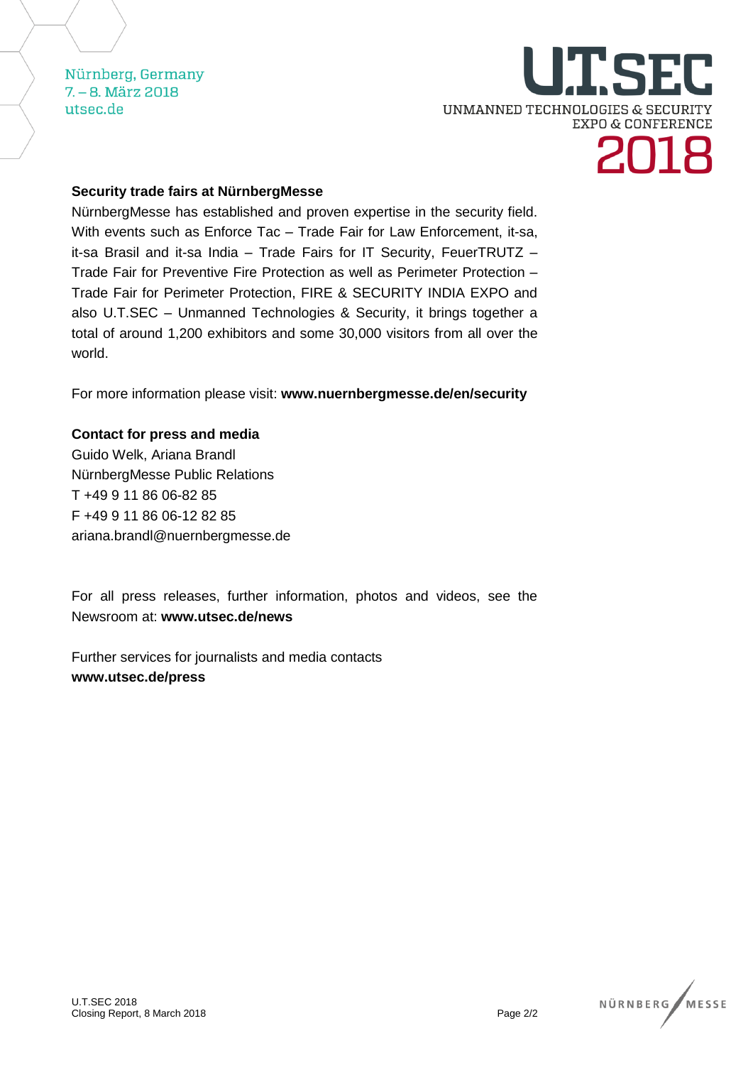## Security trade fairs at NürnbergMesse

NürnbergMesse has established and proven expertise in the security field. With events such as Enforce Tac – Trade Fair for Law Enforcement, it-sa, it-sa Brasil and it-sa India – Trade Fairs for IT Security, FeuerTRUTZ – Trade Fair for Preventive Fire Protection as well as Perimeter Protection – Trade Fair for Perimeter Protection, FIRE & SECURITY INDIA EXPO and also U.T.SEC – Unmanned Technologies & Security, it brings together a total of around 1,200 exhibitors and some 30,000 visitors from all over the world.

For more information please visit: **www.nuernbergmesse.de/en/security**

**Contact for press and media**
Guido Welk, Ariana Brandl
NürnbergMesse Public Relations
T +49 9 11 86 06-82 85
F +49 9 11 86 06-12 82 85
ariana.brandl@nuernbergmesse.de

For all press releases, further information, photos and videos, see the Newsroom at: **www.utsec.de/news**

Further services for journalists and media contacts
**www.utsec.de/press**